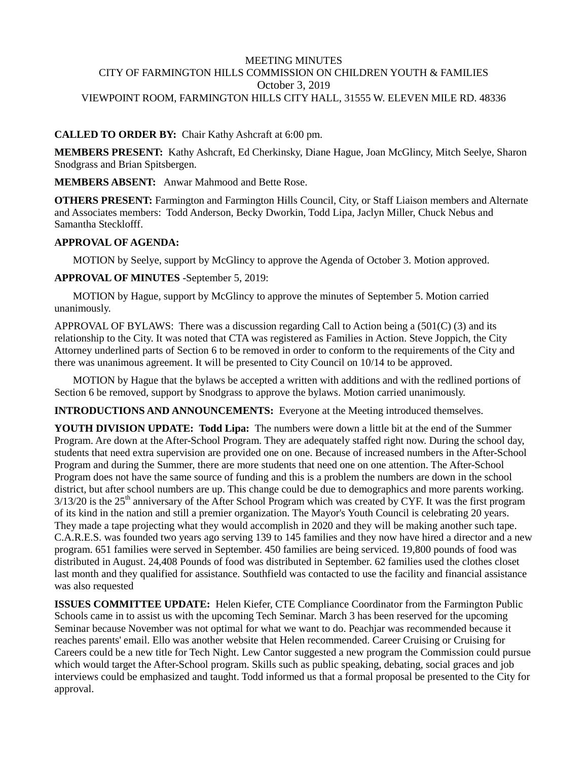MEETING MINUTES
CITY OF FARMINGTON HILLS COMMISSION ON CHILDREN YOUTH & FAMILIES
October 3, 2019
VIEWPOINT ROOM, FARMINGTON HILLS CITY HALL, 31555 W. ELEVEN MILE RD. 48336

**CALLED TO ORDER BY:** Chair Kathy Ashcraft at 6:00 pm.

**MEMBERS PRESENT:** Kathy Ashcraft, Ed Cherkinsky, Diane Hague, Joan McGlincy, Mitch Seelye, Sharon Snodgrass and Brian Spitsbergen.

**MEMBERS ABSENT:** Anwar Mahmood and Bette Rose.

**OTHERS PRESENT:** Farmington and Farmington Hills Council, City, or Staff Liaison members and Alternate and Associates members: Todd Anderson, Becky Dworkin, Todd Lipa, Jaclyn Miller, Chuck Nebus and Samantha Stecklofff.

**APPROVAL OF AGENDA:**

MOTION by Seelye, support by McGlincy to approve the Agenda of October 3. Motion approved.

**APPROVAL OF MINUTES** -September 5, 2019:

MOTION by Hague, support by McGlincy to approve the minutes of September 5. Motion carried unanimously.

APPROVAL OF BYLAWS: There was a discussion regarding Call to Action being a (501(C) (3) and its relationship to the City. It was noted that CTA was registered as Families in Action. Steve Joppich, the City Attorney underlined parts of Section 6 to be removed in order to conform to the requirements of the City and there was unanimous agreement. It will be presented to City Council on 10/14 to be approved.

MOTION by Hague that the bylaws be accepted a written with additions and with the redlined portions of Section 6 be removed, support by Snodgrass to approve the bylaws. Motion carried unanimously.

**INTRODUCTIONS AND ANNOUNCEMENTS:** Everyone at the Meeting introduced themselves.

**YOUTH DIVISION UPDATE: Todd Lipa:** The numbers were down a little bit at the end of the Summer Program. Are down at the After-School Program. They are adequately staffed right now. During the school day, students that need extra supervision are provided one on one. Because of increased numbers in the After-School Program and during the Summer, there are more students that need one on one attention. The After-School Program does not have the same source of funding and this is a problem the numbers are down in the school district, but after school numbers are up. This change could be due to demographics and more parents working. 3/13/20 is the 25th anniversary of the After School Program which was created by CYF. It was the first program of its kind in the nation and still a premier organization. The Mayor's Youth Council is celebrating 20 years. They made a tape projecting what they would accomplish in 2020 and they will be making another such tape. C.A.R.E.S. was founded two years ago serving 139 to 145 families and they now have hired a director and a new program. 651 families were served in September. 450 families are being serviced. 19,800 pounds of food was distributed in August. 24,408 Pounds of food was distributed in September. 62 families used the clothes closet last month and they qualified for assistance. Southfield was contacted to use the facility and financial assistance was also requested

**ISSUES COMMITTEE UPDATE:** Helen Kiefer, CTE Compliance Coordinator from the Farmington Public Schools came in to assist us with the upcoming Tech Seminar. March 3 has been reserved for the upcoming Seminar because November was not optimal for what we want to do. Peachjar was recommended because it reaches parents' email. Ello was another website that Helen recommended. Career Cruising or Cruising for Careers could be a new title for Tech Night. Lew Cantor suggested a new program the Commission could pursue which would target the After-School program. Skills such as public speaking, debating, social graces and job interviews could be emphasized and taught. Todd informed us that a formal proposal be presented to the City for approval.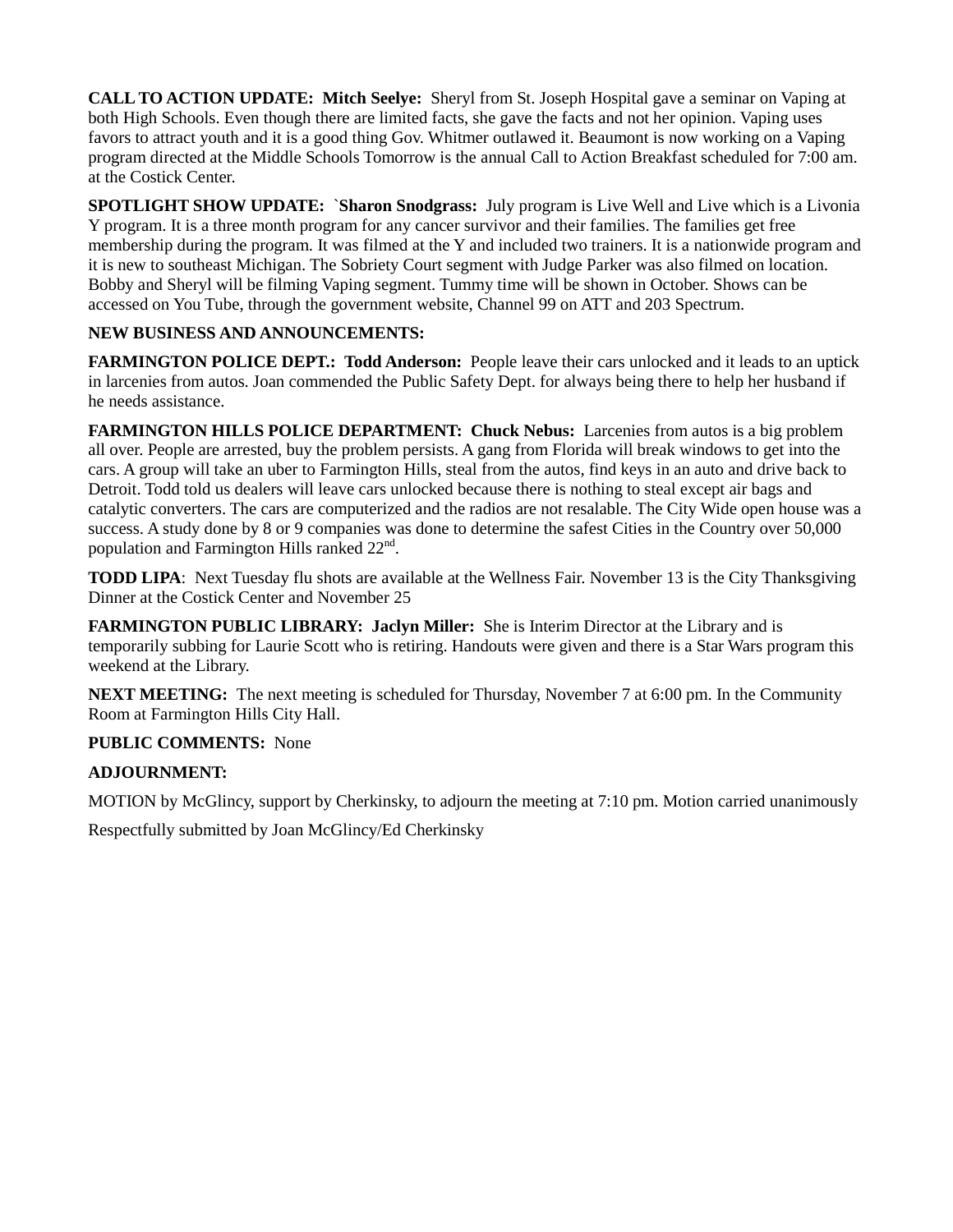**CALL TO ACTION UPDATE: Mitch Seelye:** Sheryl from St. Joseph Hospital gave a seminar on Vaping at both High Schools. Even though there are limited facts, she gave the facts and not her opinion. Vaping uses favors to attract youth and it is a good thing Gov. Whitmer outlawed it. Beaumont is now working on a Vaping program directed at the Middle Schools Tomorrow is the annual Call to Action Breakfast scheduled for 7:00 am. at the Costick Center.

**SPOTLIGHT SHOW UPDATE: `Sharon Snodgrass:** July program is Live Well and Live which is a Livonia Y program. It is a three month program for any cancer survivor and their families. The families get free membership during the program. It was filmed at the Y and included two trainers. It is a nationwide program and it is new to southeast Michigan. The Sobriety Court segment with Judge Parker was also filmed on location. Bobby and Sheryl will be filming Vaping segment. Tummy time will be shown in October. Shows can be accessed on You Tube, through the government website, Channel 99 on ATT and 203 Spectrum.

**NEW BUSINESS AND ANNOUNCEMENTS:**

**FARMINGTON POLICE DEPT.: Todd Anderson:** People leave their cars unlocked and it leads to an uptick in larcenies from autos. Joan commended the Public Safety Dept. for always being there to help her husband if he needs assistance.

**FARMINGTON HILLS POLICE DEPARTMENT: Chuck Nebus:** Larcenies from autos is a big problem all over. People are arrested, buy the problem persists. A gang from Florida will break windows to get into the cars. A group will take an uber to Farmington Hills, steal from the autos, find keys in an auto and drive back to Detroit. Todd told us dealers will leave cars unlocked because there is nothing to steal except air bags and catalytic converters. The cars are computerized and the radios are not resalable. The City Wide open house was a success. A study done by 8 or 9 companies was done to determine the safest Cities in the Country over 50,000 population and Farmington Hills ranked 22nd.

**TODD LIPA**: Next Tuesday flu shots are available at the Wellness Fair. November 13 is the City Thanksgiving Dinner at the Costick Center and November 25

**FARMINGTON PUBLIC LIBRARY: Jaclyn Miller:** She is Interim Director at the Library and is temporarily subbing for Laurie Scott who is retiring. Handouts were given and there is a Star Wars program this weekend at the Library.

**NEXT MEETING:** The next meeting is scheduled for Thursday, November 7 at 6:00 pm. In the Community Room at Farmington Hills City Hall.

**PUBLIC COMMENTS:** None

**ADJOURNMENT:**

MOTION by McGlincy, support by Cherkinsky, to adjourn the meeting at 7:10 pm. Motion carried unanimously

Respectfully submitted by Joan McGlincy/Ed Cherkinsky